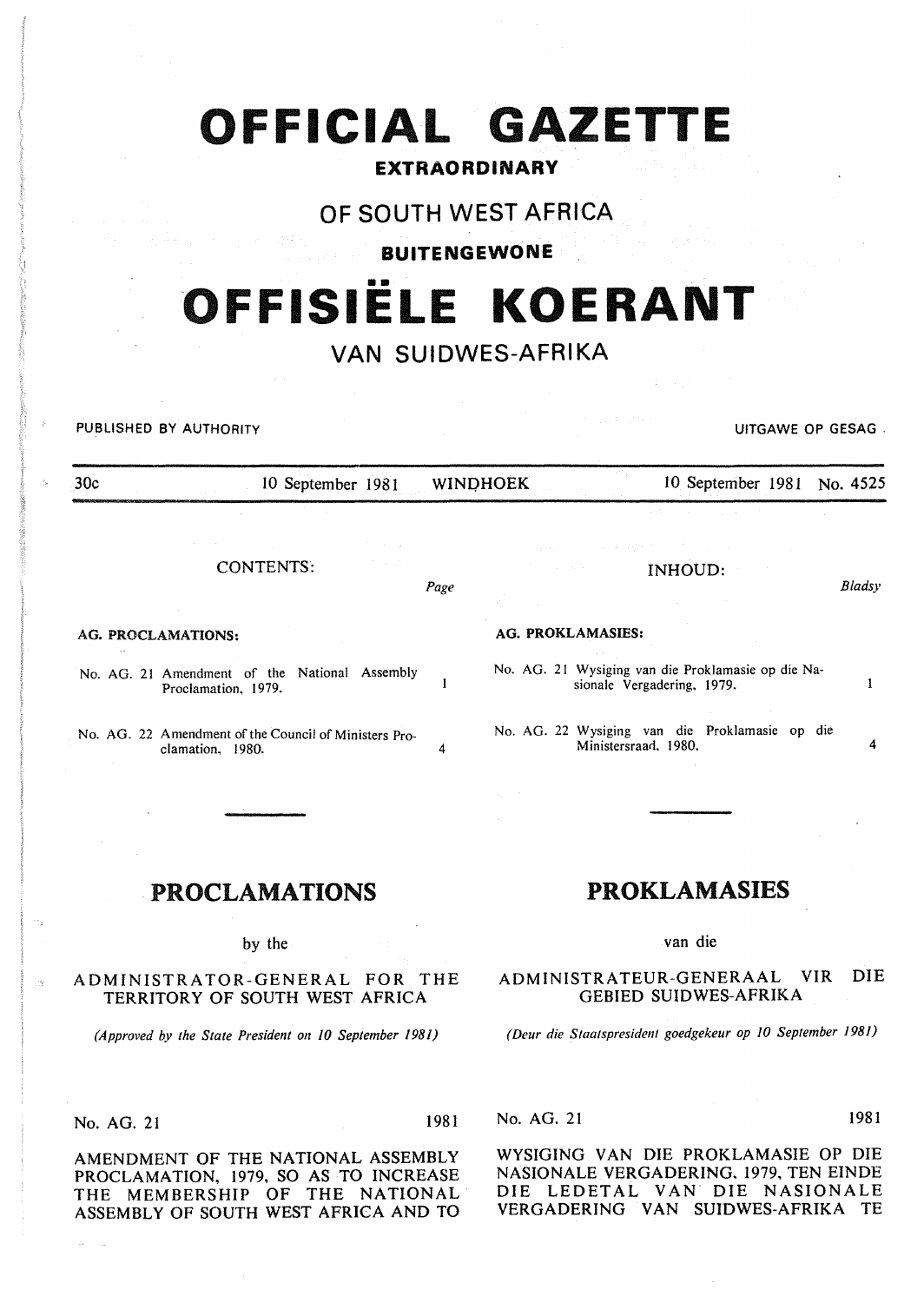# OFFICIAL GAZETTE

**EXTRAORDINARY**

## OF SOUTH WEST AFRICA

**BUITENGEWONE**

# OFFISIËLE KOERANT

## VAN SUIDWES-AFRIKA

PUBLISHED BY AUTHORITY — UITGAWE OP GESAG

30c — 10 September 1981 — WINDHOEK — 10 September 1981 — No. 4525

CONTENTS:

| | Page |
|---|---|
| **AG. PROCLAMATIONS:** | |
| No. AG. 21 Amendment of the National Assembly Proclamation, 1979. | 1 |
| No. AG. 22 Amendment of the Council of Ministers Proclamation, 1980. | 4 |

INHOUD:

| | *Bladsy* |
|---|---|
| **AG. PROKLAMASIES:** | |
| No. AG. 21 Wysiging van die Proklamasie op die Nasionale Vergadering, 1979. | 1 |
| No. AG. 22 Wysiging van die Proklamasie op die Ministersraad, 1980. | 4 |

## PROCLAMATIONS

by the

ADMINISTRATOR-GENERAL FOR THE TERRITORY OF SOUTH WEST AFRICA

*(Approved by the State President on 10 September 1981)*

No. AG. 21 — 1981

AMENDMENT OF THE NATIONAL ASSEMBLY PROCLAMATION, 1979, SO AS TO INCREASE THE MEMBERSHIP OF THE NATIONAL ASSEMBLY OF SOUTH WEST AFRICA AND TO

## PROKLAMASIES

van die

ADMINISTRATEUR-GENERAAL VIR DIE GEBIED SUIDWES-AFRIKA

*(Deur die Staatspresident goedgekeur op 10 September 1981)*

No. AG. 21 — 1981

WYSIGING VAN DIE PROKLAMASIE OP DIE NASIONALE VERGADERING, 1979, TEN EINDE DIE LEDETAL VAN DIE NASIONALE VERGADERING VAN SUIDWES-AFRIKA TE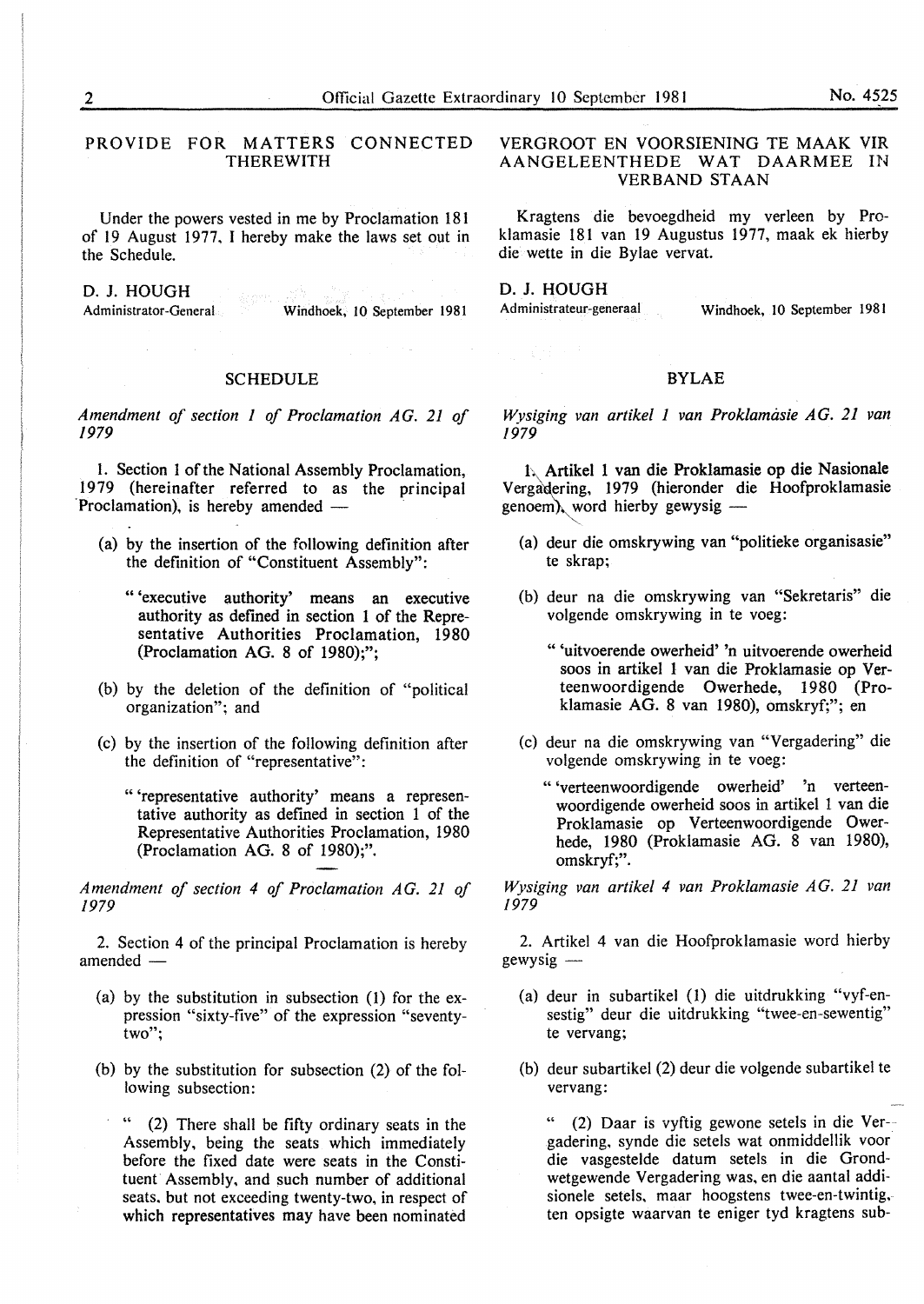PROVIDE FOR MATTERS CONNECTED THEREWITH

Under the powers vested in me by Proclamation 181 of 19 August 1977, I hereby make the laws set out in the Schedule.

D. J. HOUGH
Administrator-General — Windhoek, 10 September 1981

## SCHEDULE

*Amendment of section 1 of Proclamation AG. 21 of 1979*

1. Section 1 of the National Assembly Proclamation, 1979 (hereinafter referred to as the principal Proclamation), is hereby amended —

   (a) by the insertion of the following definition after the definition of "Constituent Assembly":

   " 'executive authority' means an executive authority as defined in section 1 of the Representative Authorities Proclamation, 1980 (Proclamation AG. 8 of 1980);";

   (b) by the deletion of the definition of "political organization"; and

   (c) by the insertion of the following definition after the definition of "representative":

   " 'representative authority' means a representative authority as defined in section 1 of the Representative Authorities Proclamation, 1980 (Proclamation AG. 8 of 1980);".

*Amendment of section 4 of Proclamation AG. 21 of 1979*

2. Section 4 of the principal Proclamation is hereby amended —

   (a) by the substitution in subsection (1) for the expression "sixty-five" of the expression "seventy-two";

   (b) by the substitution for subsection (2) of the following subsection:

   " (2) There shall be fifty ordinary seats in the Assembly, being the seats which immediately before the fixed date were seats in the Constituent Assembly, and such number of additional seats, but not exceeding twenty-two, in respect of which representatives may have been nominated

VERGROOT EN VOORSIENING TE MAAK VIR AANGELEENTHEDE WAT DAARMEE IN VERBAND STAAN

Kragtens die bevoegdheid my verleen by Proklamasie 181 van 19 Augustus 1977, maak ek hierby die wette in die Bylae vervat.

D. J. HOUGH
Administrateur-generaal — Windhoek, 10 September 1981

## BYLAE

*Wysiging van artikel 1 van Proklamasie AG. 21 van 1979*

1. Artikel 1 van die Proklamasie op die Nasionale Vergadering, 1979 (hieronder die Hoofproklamasie genoem), word hierby gewysig —

   (a) deur die omskrywing van "politieke organisasie" te skrap;

   (b) deur na die omskrywing van "Sekretaris" die volgende omskrywing in te voeg:

   " 'uitvoerende owerheid' 'n uitvoerende owerheid soos in artikel 1 van die Proklamasie op Verteenwoordigende Owerhede, 1980 (Proklamasie AG. 8 van 1980), omskryf;"; en

   (c) deur na die omskrywing van "Vergadering" die volgende omskrywing in te voeg:

   " 'verteenwoordigende owerheid' 'n verteenwoordigende owerheid soos in artikel 1 van die Proklamasie op Verteenwoordigende Owerhede, 1980 (Proklamasie AG. 8 van 1980), omskryf;".

*Wysiging van artikel 4 van Proklamasie AG. 21 van 1979*

2. Artikel 4 van die Hoofproklamasie word hierby gewysig —

   (a) deur in subartikel (1) die uitdrukking "vyf-en-sestig" deur die uitdrukking "twee-en-sewentig" te vervang;

   (b) deur subartikel (2) deur die volgende subartikel te vervang:

   " (2) Daar is vyftig gewone setels in die Vergadering, synde die setels wat onmiddellik voor die vasgestelde datum setels in die Grondwetgewende Vergadering was, en die aantal addisionele setels, maar hoogstens twee-en-twintig, ten opsigte waarvan te eniger tyd kragtens sub-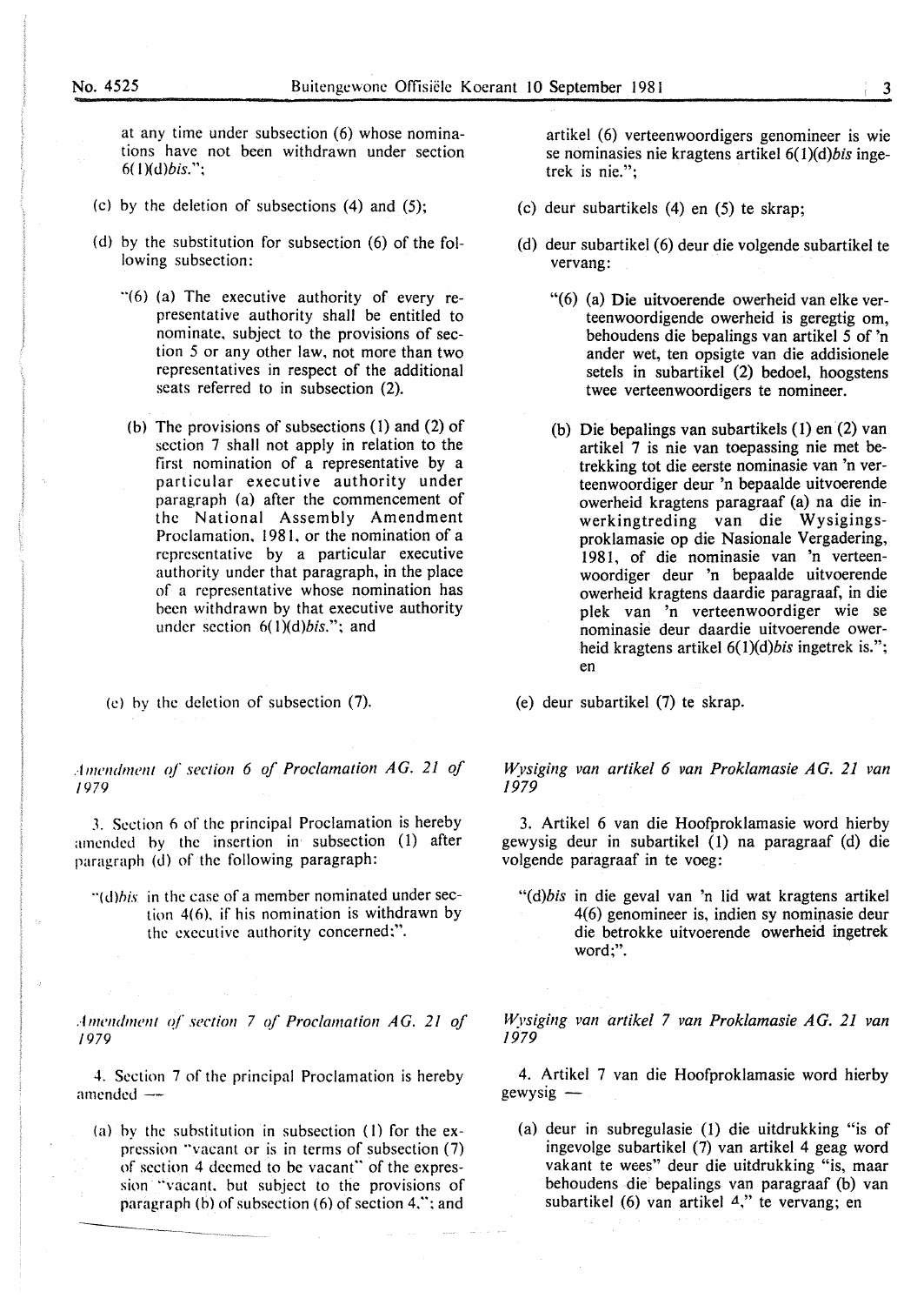at any time under subsection (6) whose nominations have not been withdrawn under section 6(1)(d)*bis*.";

(c) by the deletion of subsections (4) and (5);

(d) by the substitution for subsection (6) of the following subsection:

"(6) (a) The executive authority of every representative authority shall be entitled to nominate, subject to the provisions of section 5 or any other law, not more than two representatives in respect of the additional seats referred to in subsection (2).

(b) The provisions of subsections (1) and (2) of section 7 shall not apply in relation to the first nomination of a representative by a particular executive authority under paragraph (a) after the commencement of the National Assembly Amendment Proclamation, 1981, or the nomination of a representative by a particular executive authority under that paragraph, in the place of a representative whose nomination has been withdrawn by that executive authority under section 6(1)(d)*bis*."; and

(e) by the deletion of subsection (7).

*Amendment of section 6 of Proclamation AG. 21 of 1979*

3. Section 6 of the principal Proclamation is hereby amended by the insertion in subsection (1) after paragraph (d) of the following paragraph:

"(d)*bis* in the case of a member nominated under section 4(6), if his nomination is withdrawn by the executive authority concerned;".

*Amendment of section 7 of Proclamation AG. 21 of 1979*

4. Section 7 of the principal Proclamation is hereby amended —

(a) by the substitution in subsection (1) for the expression "vacant or is in terms of subsection (7) of section 4 deemed to be vacant" of the expression "vacant, but subject to the provisions of paragraph (b) of subsection (6) of section 4,"; and

artikel (6) verteenwoordigers genomineer is wie se nominasies nie kragtens artikel 6(1)(d)*bis* ingetrek is nie.";

(c) deur subartikels (4) en (5) te skrap;

(d) deur subartikel (6) deur die volgende subartikel te vervang:

"(6) (a) Die uitvoerende owerheid van elke verteenwoordigende owerheid is geregtig om, behoudens die bepalings van artikel 5 of 'n ander wet, ten opsigte van die addisionele setels in subartikel (2) bedoel, hoogstens twee verteenwoordigers te nomineer.

(b) Die bepalings van subartikels (1) en (2) van artikel 7 is nie van toepassing nie met betrekking tot die eerste nominasie van 'n verteenwoordiger deur 'n bepaalde uitvoerende owerheid kragtens paragraaf (a) na die inwerkingtreding van die Wysigingsproklamasie op die Nasionale Vergadering, 1981, of die nominasie van 'n verteenwoordiger deur 'n bepaalde uitvoerende owerheid kragtens daardie paragraaf, in die plek van 'n verteenwoordiger wie se nominasie deur daardie uitvoerende owerheid kragtens artikel 6(1)(d)*bis* ingetrek is."; en

(e) deur subartikel (7) te skrap.

*Wysiging van artikel 6 van Proklamasie AG. 21 van 1979*

3. Artikel 6 van die Hoofproklamasie word hierby gewysig deur in subartikel (1) na paragraaf (d) die volgende paragraaf in te voeg:

"(d)*bis* in die geval van 'n lid wat kragtens artikel 4(6) genomineer is, indien sy nominasie deur die betrokke uitvoerende owerheid ingetrek word;".

*Wysiging van artikel 7 van Proklamasie AG. 21 van 1979*

4. Artikel 7 van die Hoofproklamasie word hierby gewysig —

(a) deur in subregulasie (1) die uitdrukking "is of ingevolge subartikel (7) van artikel 4 geag word vakant te wees" deur die uitdrukking "is, maar behoudens die bepalings van paragraaf (b) van subartikel (6) van artikel 4," te vervang; en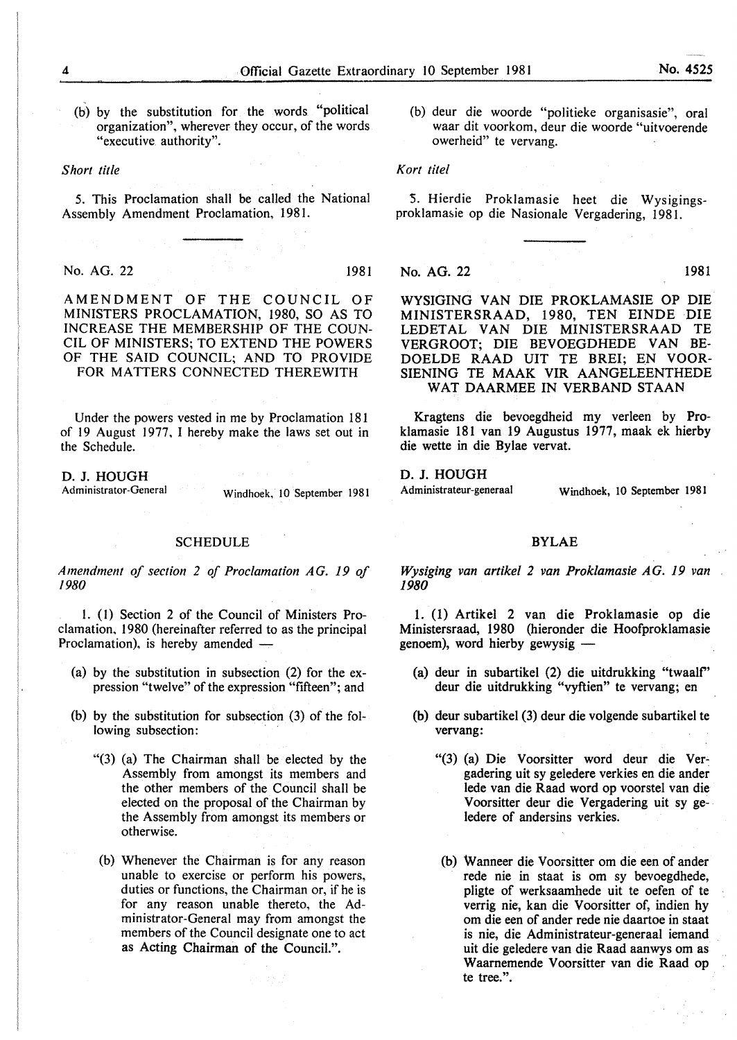(b) by the substitution for the words "political organization", wherever they occur, of the words "executive authority".

*Short title*

5. This Proclamation shall be called the National Assembly Amendment Proclamation, 1981.

---

No. AG. 22 1981

AMENDMENT OF THE COUNCIL OF MINISTERS PROCLAMATION, 1980, SO AS TO INCREASE THE MEMBERSHIP OF THE COUNCIL OF MINISTERS; TO EXTEND THE POWERS OF THE SAID COUNCIL; AND TO PROVIDE FOR MATTERS CONNECTED THEREWITH

Under the powers vested in me by Proclamation 181 of 19 August 1977, I hereby make the laws set out in the Schedule.

D. J. HOUGH
Administrator-General

Windhoek, 10 September 1981

SCHEDULE

*Amendment of section 2 of Proclamation AG. 19 of 1980*

1. (1) Section 2 of the Council of Ministers Proclamation, 1980 (hereinafter referred to as the principal Proclamation), is hereby amended —

(a) by the substitution in subsection (2) for the expression "twelve" of the expression "fifteen"; and

(b) by the substitution for subsection (3) of the following subsection:

"(3) (a) The Chairman shall be elected by the Assembly from amongst its members and the other members of the Council shall be elected on the proposal of the Chairman by the Assembly from amongst its members or otherwise.

(b) Whenever the Chairman is for any reason unable to exercise or perform his powers, duties or functions, the Chairman or, if he is for any reason unable thereto, the Administrator-General may from amongst the members of the Council designate one to act as Acting Chairman of the Council.".

(b) deur die woorde "politieke organisasie", oral waar dit voorkom, deur die woorde "uitvoerende owerheid" te vervang.

*Kort titel*

5. Hierdie Proklamasie heet die Wysigingsproklamasie op die Nasionale Vergadering, 1981.

---

No. AG. 22 1981

WYSIGING VAN DIE PROKLAMASIE OP DIE MINISTERSRAAD, 1980, TEN EINDE DIE LEDETAL VAN DIE MINISTERSRAAD TE VERGROOT; DIE BEVOEGDHEDE VAN BEDOELDE RAAD UIT TE BREI; EN VOORSIENING TE MAAK VIR AANGELEENTHEDE WAT DAARMEE IN VERBAND STAAN

Kragtens die bevoegdheid my verleen by Proklamasie 181 van 19 Augustus 1977, maak ek hierby die wette in die Bylae vervat.

D. J. HOUGH
Administrateur-generaal

Windhoek, 10 September 1981

BYLAE

*Wysiging van artikel 2 van Proklamasie AG. 19 van 1980*

1. (1) Artikel 2 van die Proklamasie op die Ministersraad, 1980 (hieronder die Hoofproklamasie genoem), word hierby gewysig —

(a) deur in subartikel (2) die uitdrukking "twaalf" deur die uitdrukking "vyftien" te vervang; en

(b) deur subartikel (3) deur die volgende subartikel te vervang:

"(3) (a) Die Voorsitter word deur die Vergadering uit sy geledere verkies en die ander lede van die Raad word op voorstel van die Voorsitter deur die Vergadering uit sy geledere of andersins verkies.

(b) Wanneer die Voorsitter om die een of ander rede nie in staat is om sy bevoegdhede, pligte of werksaamhede uit te oefen of te verrig nie, kan die Voorsitter of, indien hy om die een of ander rede nie daartoe in staat is nie, die Administrateur-generaal iemand uit die geledere van die Raad aanwys om as Waarnemende Voorsitter van die Raad op te tree.".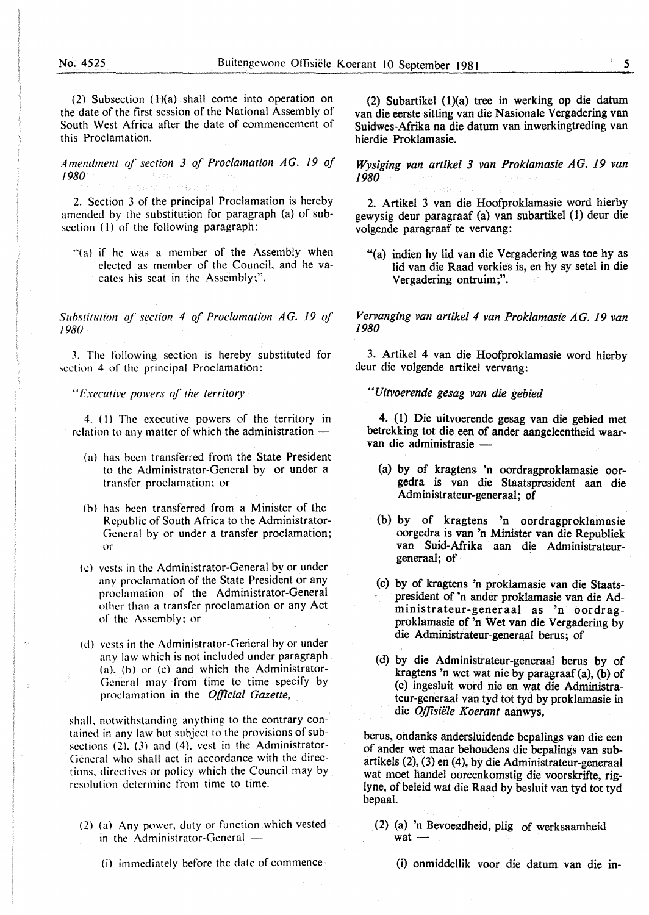(2) Subsection (1)(a) shall come into operation on the date of the first session of the National Assembly of South West Africa after the date of commencement of this Proclamation.

*Amendment of section 3 of Proclamation AG. 19 of 1980*

2. Section 3 of the principal Proclamation is hereby amended by the substitution for paragraph (a) of subsection (1) of the following paragraph:

"(a) if he was a member of the Assembly when elected as member of the Council, and he vacates his seat in the Assembly;".

*Substitution of section 4 of Proclamation AG. 19 of 1980*

3. The following section is hereby substituted for section 4 of the principal Proclamation:

"*Executive powers of the territory*

4. (1) The executive powers of the territory in relation to any matter of which the administration —

(a) has been transferred from the State President to the Administrator-General by or under a transfer proclamation; or

(b) has been transferred from a Minister of the Republic of South Africa to the Administrator-General by or under a transfer proclamation; or

(c) vests in the Administrator-General by or under any proclamation of the State President or any proclamation of the Administrator-General other than a transfer proclamation or any Act of the Assembly; or

(d) vests in the Administrator-General by or under any law which is not included under paragraph (a), (b) or (c) and which the Administrator-General may from time to time specify by proclamation in the *Official Gazette*,

shall, notwithstanding anything to the contrary contained in any law but subject to the provisions of subsections (2), (3) and (4), vest in the Administrator-General who shall act in accordance with the directions, directives or policy which the Council may by resolution determine from time to time.

(2) (a) Any power, duty or function which vested in the Administrator-General —

(i) immediately before the date of commence-

(2) Subartikel (1)(a) tree in werking op die datum van die eerste sitting van die Nasionale Vergadering van Suidwes-Afrika na die datum van inwerkingtreding van hierdie Proklamasie.

*Wysiging van artikel 3 van Proklamasie AG. 19 van 1980*

2. Artikel 3 van die Hoofproklamasie word hierby gewysig deur paragraaf (a) van subartikel (1) deur die volgende paragraaf te vervang:

"(a) indien hy lid van die Vergadering was toe hy as lid van die Raad verkies is, en hy sy setel in die Vergadering ontruim;".

*Vervanging van artikel 4 van Proklamasie AG. 19 van 1980*

3. Artikel 4 van die Hoofproklamasie word hierby deur die volgende artikel vervang:

"*Uitvoerende gesag van die gebied*

4. (1) Die uitvoerende gesag van die gebied met betrekking tot die een of ander aangeleentheid waarvan die administrasie —

(a) by of kragtens 'n oordragproklamasie oorgedra is van die Staatspresident aan die Administrateur-generaal; of

(b) by of kragtens 'n oordragproklamasie oorgedra is van 'n Minister van die Republiek van Suid-Afrika aan die Administrateur-generaal; of

(c) by of kragtens 'n proklamasie van die Staatspresident of 'n ander proklamasie van die Administrateur-generaal as 'n oordragproklamasie of 'n Wet van die Vergadering by die Administrateur-generaal berus; of

(d) by die Administrateur-generaal berus by of kragtens 'n wet wat nie by paragraaf (a), (b) of (c) ingesluit word nie en wat die Administrateur-generaal van tyd tot tyd by proklamasie in die *Offisiële Koerant* aanwys,

berus, ondanks andersluidende bepalings van die een of ander wet maar behoudens die bepalings van subartikels (2), (3) en (4), by die Administrateur-generaal wat moet handel ooreenkomstig die voorskrifte, riglyne, of beleid wat die Raad by besluit van tyd tot tyd bepaal.

(2) (a) 'n Bevoegdheid, plig of werksaamheid wat —

(i) onmiddellik voor die datum van die in-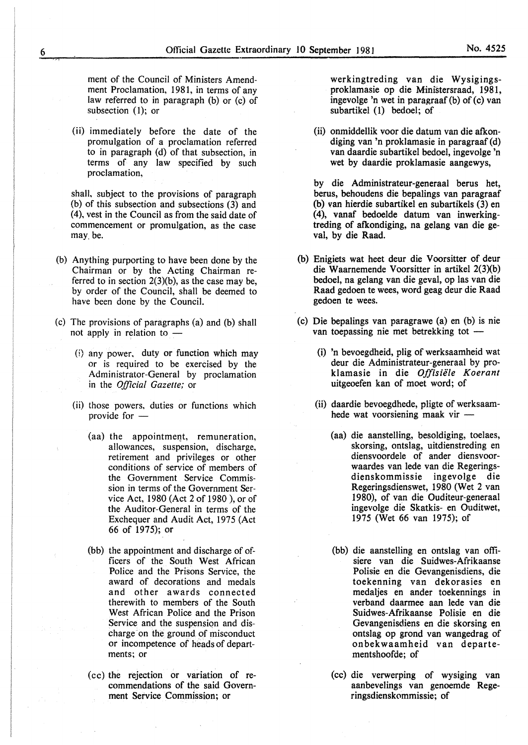ment of the Council of Ministers Amendment Proclamation, 1981, in terms of any law referred to in paragraph (b) or (c) of subsection (1); or

(ii) immediately before the date of the promulgation of a proclamation referred to in paragraph (d) of that subsection, in terms of any law specified by such proclamation,

shall, subject to the provisions of paragraph (b) of this subsection and subsections (3) and (4), vest in the Council as from the said date of commencement or promulgation, as the case may be.

(b) Anything purporting to have been done by the Chairman or by the Acting Chairman referred to in section 2(3)(b), as the case may be, by order of the Council, shall be deemed to have been done by the Council.

(c) The provisions of paragraphs (a) and (b) shall not apply in relation to —

(i) any power, duty or function which may or is required to be exercised by the Administrator-General by proclamation in the *Official Gazette;* or

(ii) those powers, duties or functions which provide for —

(aa) the appointment, remuneration, allowances, suspension, discharge, retirement and privileges or other conditions of service of members of the Government Service Commission in terms of the Government Service Act, 1980 (Act 2 of 1980 ), or of the Auditor-General in terms of the Exchequer and Audit Act, 1975 (Act 66 of 1975); or

(bb) the appointment and discharge of officers of the South West African Police and the Prisons Service, the award of decorations and medals and other awards connected therewith to members of the South West African Police and the Prison Service and the suspension and discharge on the ground of misconduct or incompetence of heads of departments; or

(cc) the rejection or variation of recommendations of the said Government Service Commission; or

werkingtreding van die Wysigingsproklamasie op die Ministersraad, 1981, ingevolge 'n wet in paragraaf (b) of (c) van subartikel (1) bedoel; of

(ii) onmiddellik voor die datum van die afkondiging van 'n proklamasie in paragraaf (d) van daardie subartikel bedoel, ingevolge 'n wet by daardie proklamasie aangewys,

by die Administrateur-generaal berus het, berus, behoudens die bepalings van paragraaf (b) van hierdie subartikel en subartikels (3) en (4), vanaf bedoelde datum van inwerkingtreding of afkondiging, na gelang van die geval, by die Raad.

(b) Enigiets wat heet deur die Voorsitter of deur die Waarnemende Voorsitter in artikel 2(3)(b) bedoel, na gelang van die geval, op las van die Raad gedoen te wees, word geag deur die Raad gedoen te wees.

(c) Die bepalings van paragrawe (a) en (b) is nie van toepassing nie met betrekking tot —

(i) 'n bevoegdheid, plig of werksaamheid wat deur die Administrateur-generaal by proklamasie in die *Offisiële Koerant* uitgeoefen kan of moet word; of

(ii) daardie bevoegdhede, pligte of werksaamhede wat voorsiening maak vir —

(aa) die aanstelling, besoldiging, toelaes, skorsing, ontslag, uitdienstreding en diensvoordele of ander diensvoorwaardes van lede van die Regeringsdienskommissie ingevolge die Regeringsdienswet, 1980 (Wet 2 van 1980), of van die Ouditeur-generaal ingevolge die Skatkis- en Ouditwet, 1975 (Wet 66 van 1975); of

(bb) die aanstelling en ontslag van offisiere van die Suidwes-Afrikaanse Polisie en die Gevangenisdiens, die toekenning van dekorasies en medaljes en ander toekennings in verband daarmee aan lede van die Suidwes-Afrikaanse Polisie en die Gevangenisdiens en die skorsing en ontslag op grond van wangedrag of onbekwaamheid van departementshoofde; of

(cc) die verwerping of wysiging van aanbevelings van genoemde Regeringsdienskommissie; of